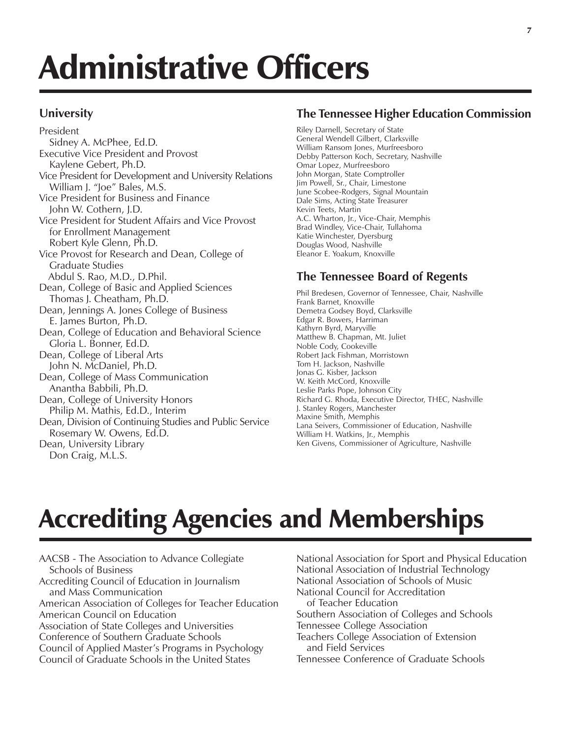# Administrative Officers

## University

President
Sidney A. McPhee, Ed.D.
Executive Vice President and Provost
Kaylene Gebert, Ph.D.
Vice President for Development and University Relations
William J. "Joe" Bales, M.S.
Vice President for Business and Finance
John W. Cothern, J.D.
Vice President for Student Affairs and Vice Provost for Enrollment Management
Robert Kyle Glenn, Ph.D.
Vice Provost for Research and Dean, College of Graduate Studies
Abdul S. Rao, M.D., D.Phil.
Dean, College of Basic and Applied Sciences
Thomas J. Cheatham, Ph.D.
Dean, Jennings A. Jones College of Business
E. James Burton, Ph.D.
Dean, College of Education and Behavioral Science
Gloria L. Bonner, Ed.D.
Dean, College of Liberal Arts
John N. McDaniel, Ph.D.
Dean, College of Mass Communication
Anantha Babbili, Ph.D.
Dean, College of University Honors
Philip M. Mathis, Ed.D., Interim
Dean, Division of Continuing Studies and Public Service
Rosemary W. Owens, Ed.D.
Dean, University Library
Don Craig, M.L.S.

## The Tennessee Higher Education Commission

Riley Darnell, Secretary of State
General Wendell Gilbert, Clarksville
William Ransom Jones, Murfreesboro
Debby Patterson Koch, Secretary, Nashville
Omar Lopez, Murfreesboro
John Morgan, State Comptroller
Jim Powell, Sr., Chair, Limestone
June Scobee-Rodgers, Signal Mountain
Dale Sims, Acting State Treasurer
Kevin Teets, Martin
A.C. Wharton, Jr., Vice-Chair, Memphis
Brad Windley, Vice-Chair, Tullahoma
Katie Winchester, Dyersburg
Douglas Wood, Nashville
Eleanor E. Yoakum, Knoxville

## The Tennessee Board of Regents

Phil Bredesen, Governor of Tennessee, Chair, Nashville
Frank Barnet, Knoxville
Demetra Godsey Boyd, Clarksville
Edgar R. Bowers, Harriman
Kathyrn Byrd, Maryville
Matthew B. Chapman, Mt. Juliet
Noble Cody, Cookeville
Robert Jack Fishman, Morristown
Tom H. Jackson, Nashville
Jonas G. Kisber, Jackson
W. Keith McCord, Knoxville
Leslie Parks Pope, Johnson City
Richard G. Rhoda, Executive Director, THEC, Nashville
J. Stanley Rogers, Manchester
Maxine Smith, Memphis
Lana Seivers, Commissioner of Education, Nashville
William H. Watkins, Jr., Memphis
Ken Givens, Commissioner of Agriculture, Nashville

# Accrediting Agencies and Memberships

AACSB - The Association to Advance Collegiate Schools of Business
Accrediting Council of Education in Journalism and Mass Communication
American Association of Colleges for Teacher Education
American Council on Education
Association of State Colleges and Universities
Conference of Southern Graduate Schools
Council of Applied Master's Programs in Psychology
Council of Graduate Schools in the United States
National Association for Sport and Physical Education
National Association of Industrial Technology
National Association of Schools of Music
National Council for Accreditation of Teacher Education
Southern Association of Colleges and Schools
Tennessee College Association
Teachers College Association of Extension and Field Services
Tennessee Conference of Graduate Schools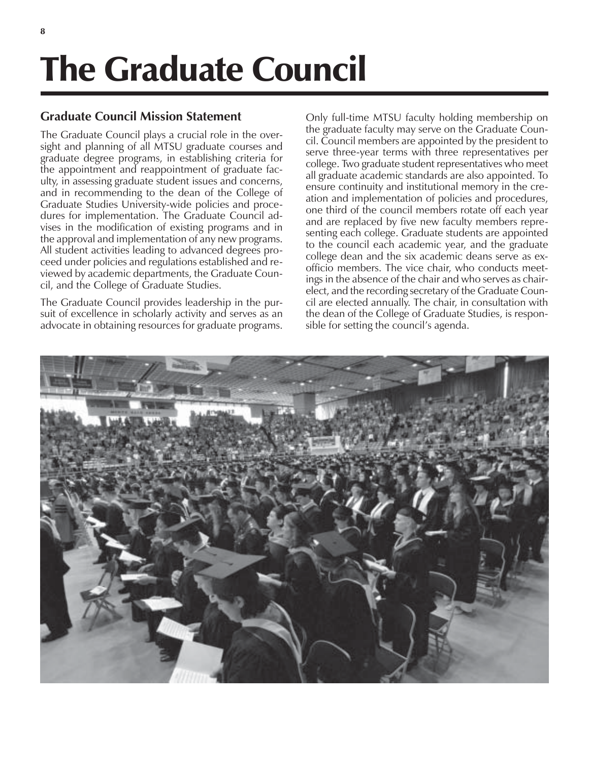# The Graduate Council

## Graduate Council Mission Statement

The Graduate Council plays a crucial role in the oversight and planning of all MTSU graduate courses and graduate degree programs, in establishing criteria for the appointment and reappointment of graduate faculty, in assessing graduate student issues and concerns, and in recommending to the dean of the College of Graduate Studies University-wide policies and procedures for implementation. The Graduate Council advises in the modification of existing programs and in the approval and implementation of any new programs. All student activities leading to advanced degrees proceed under policies and regulations established and reviewed by academic departments, the Graduate Council, and the College of Graduate Studies.

The Graduate Council provides leadership in the pursuit of excellence in scholarly activity and serves as an advocate in obtaining resources for graduate programs.

Only full-time MTSU faculty holding membership on the graduate faculty may serve on the Graduate Council. Council members are appointed by the president to serve three-year terms with three representatives per college. Two graduate student representatives who meet all graduate academic standards are also appointed. To ensure continuity and institutional memory in the creation and implementation of policies and procedures, one third of the council members rotate off each year and are replaced by five new faculty members representing each college. Graduate students are appointed to the council each academic year, and the graduate college dean and the six academic deans serve as ex-officio members. The vice chair, who conducts meetings in the absence of the chair and who serves as chair-elect, and the recording secretary of the Graduate Council are elected annually. The chair, in consultation with the dean of the College of Graduate Studies, is responsible for setting the council's agenda.